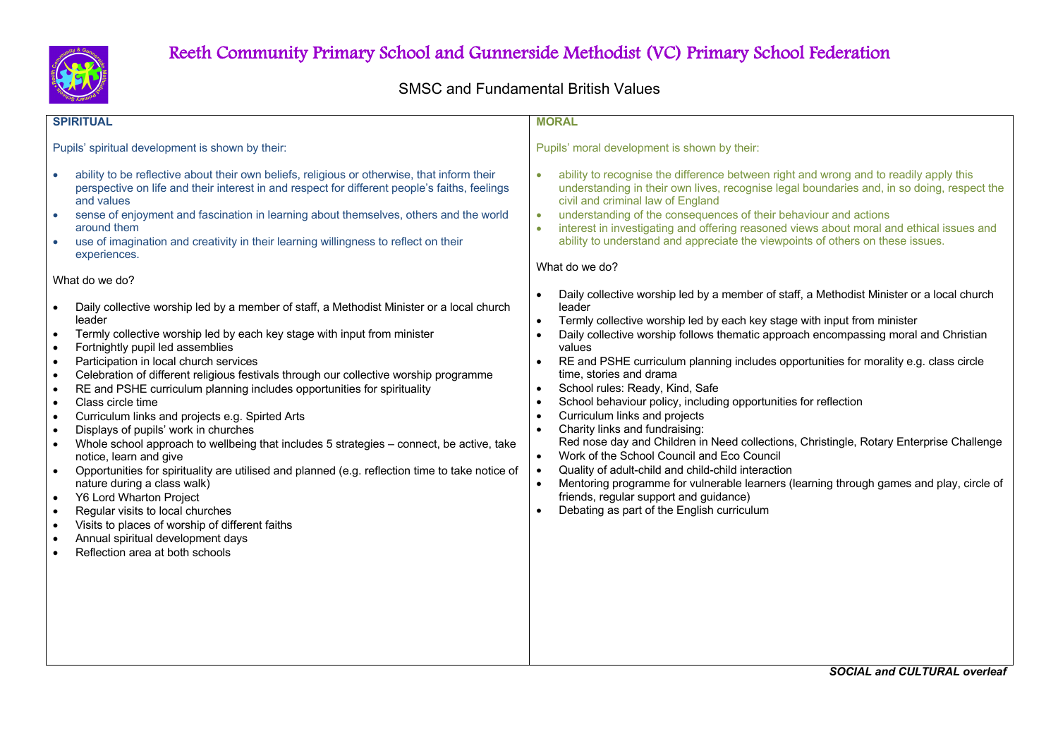// Title
# Reeth Community Primary School and Gunnerside Methodist (VC) Primary School Federation

## SMSC and Fundamental British Values

### SPIRITUAL

Pupils' spiritual development is shown by their:

- ability to be reflective about their own beliefs, religious or otherwise, that inform their perspective on life and their interest in and respect for different people's faiths, feelings and values
- sense of enjoyment and fascination in learning about themselves, others and the world around them
- use of imagination and creativity in their learning willingness to reflect on their experiences.

What do we do?

- Daily collective worship led by a member of staff, a Methodist Minister or a local church leader
- Termly collective worship led by each key stage with input from minister
- Fortnightly pupil led assemblies
- Participation in local church services
- Celebration of different religious festivals through our collective worship programme
- RE and PSHE curriculum planning includes opportunities for spirituality
- Class circle time
- Curriculum links and projects e.g. Spirted Arts
- Displays of pupils' work in churches
- Whole school approach to wellbeing that includes 5 strategies – connect, be active, take notice, learn and give
- Opportunities for spirituality are utilised and planned (e.g. reflection time to take notice of nature during a class walk)
- Y6 Lord Wharton Project
- Regular visits to local churches
- Visits to places of worship of different faiths
- Annual spiritual development days
- Reflection area at both schools

### MORAL

Pupils' moral development is shown by their:

- ability to recognise the difference between right and wrong and to readily apply this understanding in their own lives, recognise legal boundaries and, in so doing, respect the civil and criminal law of England
- understanding of the consequences of their behaviour and actions
- interest in investigating and offering reasoned views about moral and ethical issues and ability to understand and appreciate the viewpoints of others on these issues.

What do we do?

- Daily collective worship led by a member of staff, a Methodist Minister or a local church leader
- Termly collective worship led by each key stage with input from minister
- Daily collective worship follows thematic approach encompassing moral and Christian values
- RE and PSHE curriculum planning includes opportunities for morality e.g. class circle time, stories and drama
- School rules: Ready, Kind, Safe
- School behaviour policy, including opportunities for reflection
- Curriculum links and projects
- Charity links and fundraising:
  Red nose day and Children in Need collections, Christingle, Rotary Enterprise Challenge
- Work of the School Council and Eco Council
- Quality of adult-child and child-child interaction
- Mentoring programme for vulnerable learners (learning through games and play, circle of friends, regular support and guidance)
- Debating as part of the English curriculum

***SOCIAL and CULTURAL overleaf***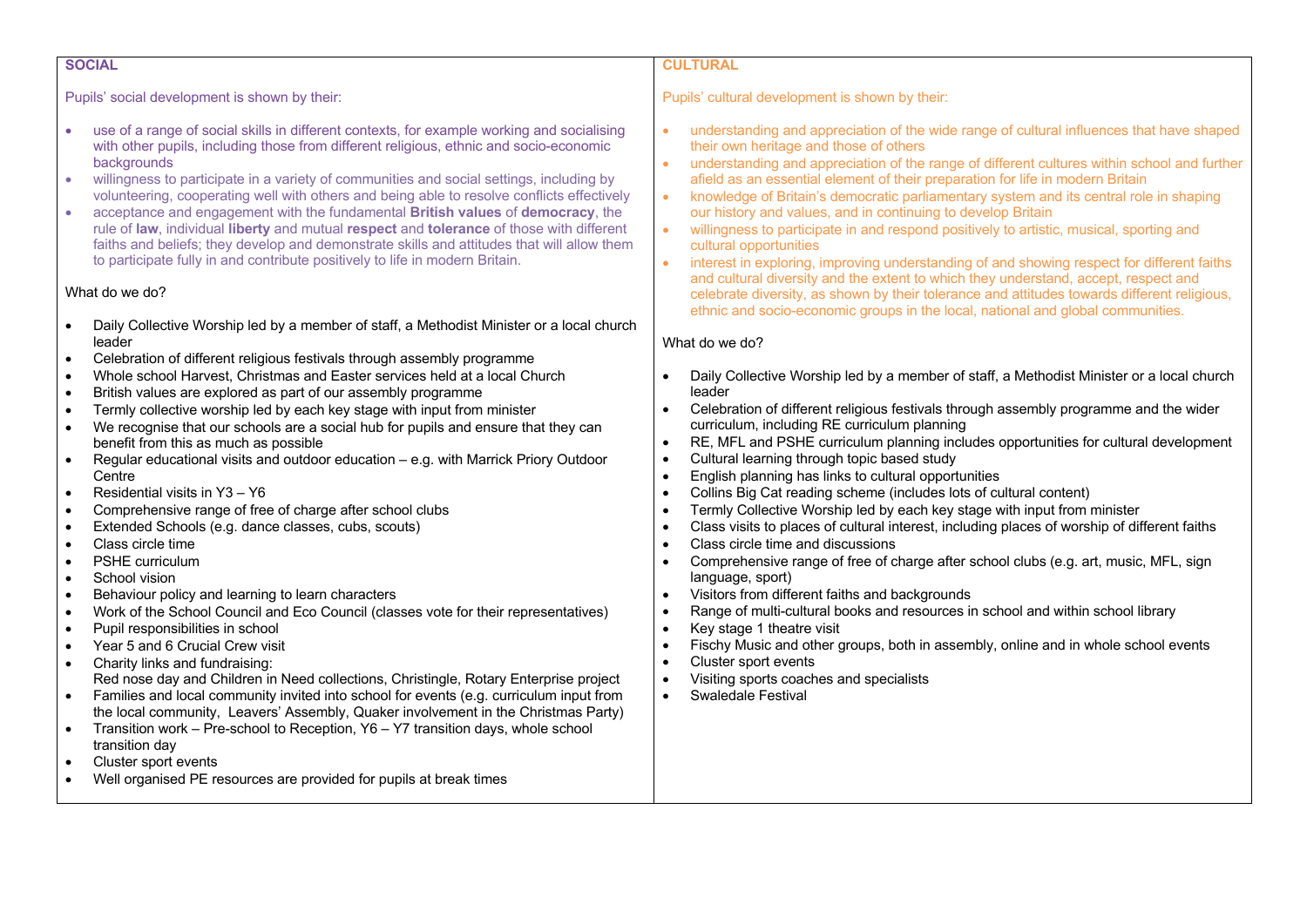## SOCIAL

Pupils' social development is shown by their:

- use of a range of social skills in different contexts, for example working and socialising with other pupils, including those from different religious, ethnic and socio-economic backgrounds
- willingness to participate in a variety of communities and social settings, including by volunteering, cooperating well with others and being able to resolve conflicts effectively
- acceptance and engagement with the fundamental **British values** of **democracy**, the rule of **law**, individual **liberty** and mutual **respect** and **tolerance** of those with different faiths and beliefs; they develop and demonstrate skills and attitudes that will allow them to participate fully in and contribute positively to life in modern Britain.

What do we do?

- Daily Collective Worship led by a member of staff, a Methodist Minister or a local church leader
- Celebration of different religious festivals through assembly programme
- Whole school Harvest, Christmas and Easter services held at a local Church
- British values are explored as part of our assembly programme
- Termly collective worship led by each key stage with input from minister
- We recognise that our schools are a social hub for pupils and ensure that they can benefit from this as much as possible
- Regular educational visits and outdoor education – e.g. with Marrick Priory Outdoor Centre
- Residential visits in Y3 – Y6
- Comprehensive range of free of charge after school clubs
- Extended Schools (e.g. dance classes, cubs, scouts)
- Class circle time
- PSHE curriculum
- School vision
- Behaviour policy and learning to learn characters
- Work of the School Council and Eco Council (classes vote for their representatives)
- Pupil responsibilities in school
- Year 5 and 6 Crucial Crew visit
- Charity links and fundraising:
  Red nose day and Children in Need collections, Christingle, Rotary Enterprise project
- Families and local community invited into school for events (e.g. curriculum input from the local community, Leavers' Assembly, Quaker involvement in the Christmas Party)
- Transition work – Pre-school to Reception, Y6 – Y7 transition days, whole school transition day
- Cluster sport events
- Well organised PE resources are provided for pupils at break times

## CULTURAL

Pupils' cultural development is shown by their:

- understanding and appreciation of the wide range of cultural influences that have shaped their own heritage and those of others
- understanding and appreciation of the range of different cultures within school and further afield as an essential element of their preparation for life in modern Britain
- knowledge of Britain's democratic parliamentary system and its central role in shaping our history and values, and in continuing to develop Britain
- willingness to participate in and respond positively to artistic, musical, sporting and cultural opportunities
- interest in exploring, improving understanding of and showing respect for different faiths and cultural diversity and the extent to which they understand, accept, respect and celebrate diversity, as shown by their tolerance and attitudes towards different religious, ethnic and socio-economic groups in the local, national and global communities.

What do we do?

- Daily Collective Worship led by a member of staff, a Methodist Minister or a local church leader
- Celebration of different religious festivals through assembly programme and the wider curriculum, including RE curriculum planning
- RE, MFL and PSHE curriculum planning includes opportunities for cultural development
- Cultural learning through topic based study
- English planning has links to cultural opportunities
- Collins Big Cat reading scheme (includes lots of cultural content)
- Termly Collective Worship led by each key stage with input from minister
- Class visits to places of cultural interest, including places of worship of different faiths
- Class circle time and discussions
- Comprehensive range of free of charge after school clubs (e.g. art, music, MFL, sign language, sport)
- Visitors from different faiths and backgrounds
- Range of multi-cultural books and resources in school and within school library
- Key stage 1 theatre visit
- Fischy Music and other groups, both in assembly, online and in whole school events
- Cluster sport events
- Visiting sports coaches and specialists
- Swaledale Festival